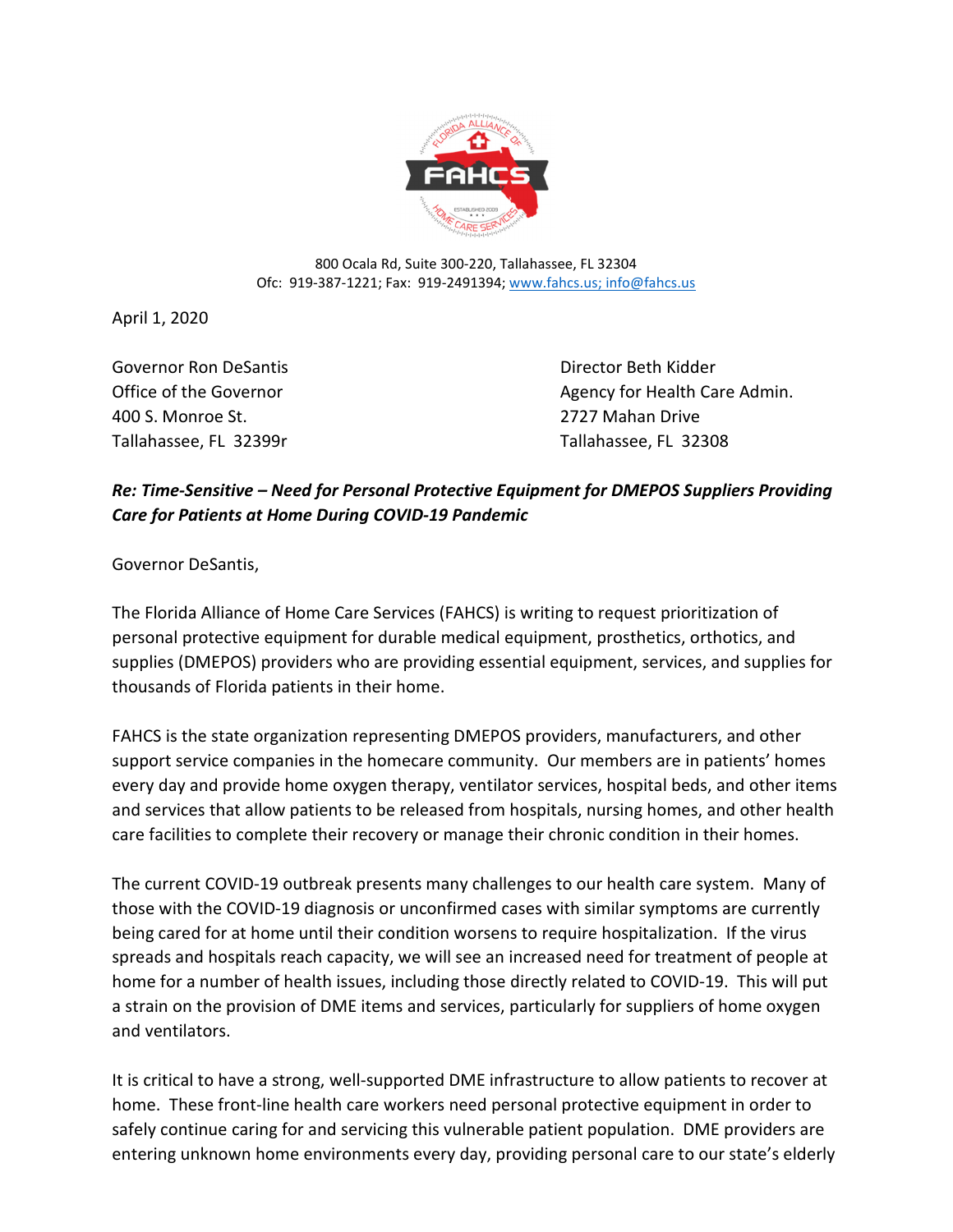800 Ocala Rd, Suite 300-220, Tallahassee, FL 32304
Ofc: 919-387-1221; Fax: 919-2491394; www.fahcs.us; info@fahcs.us

April 1, 2020

Governor Ron DeSantis
Office of the Governor
400 S. Monroe St.
Tallahassee, FL 32399r

Director Beth Kidder
Agency for Health Care Admin.
2727 Mahan Drive
Tallahassee, FL 32308

***Re: Time-Sensitive – Need for Personal Protective Equipment for DMEPOS Suppliers Providing Care for Patients at Home During COVID-19 Pandemic***

Governor DeSantis,

The Florida Alliance of Home Care Services (FAHCS) is writing to request prioritization of personal protective equipment for durable medical equipment, prosthetics, orthotics, and supplies (DMEPOS) providers who are providing essential equipment, services, and supplies for thousands of Florida patients in their home.

FAHCS is the state organization representing DMEPOS providers, manufacturers, and other support service companies in the homecare community. Our members are in patients' homes every day and provide home oxygen therapy, ventilator services, hospital beds, and other items and services that allow patients to be released from hospitals, nursing homes, and other health care facilities to complete their recovery or manage their chronic condition in their homes.

The current COVID-19 outbreak presents many challenges to our health care system. Many of those with the COVID-19 diagnosis or unconfirmed cases with similar symptoms are currently being cared for at home until their condition worsens to require hospitalization. If the virus spreads and hospitals reach capacity, we will see an increased need for treatment of people at home for a number of health issues, including those directly related to COVID-19. This will put a strain on the provision of DME items and services, particularly for suppliers of home oxygen and ventilators.

It is critical to have a strong, well-supported DME infrastructure to allow patients to recover at home. These front-line health care workers need personal protective equipment in order to safely continue caring for and servicing this vulnerable patient population. DME providers are entering unknown home environments every day, providing personal care to our state's elderly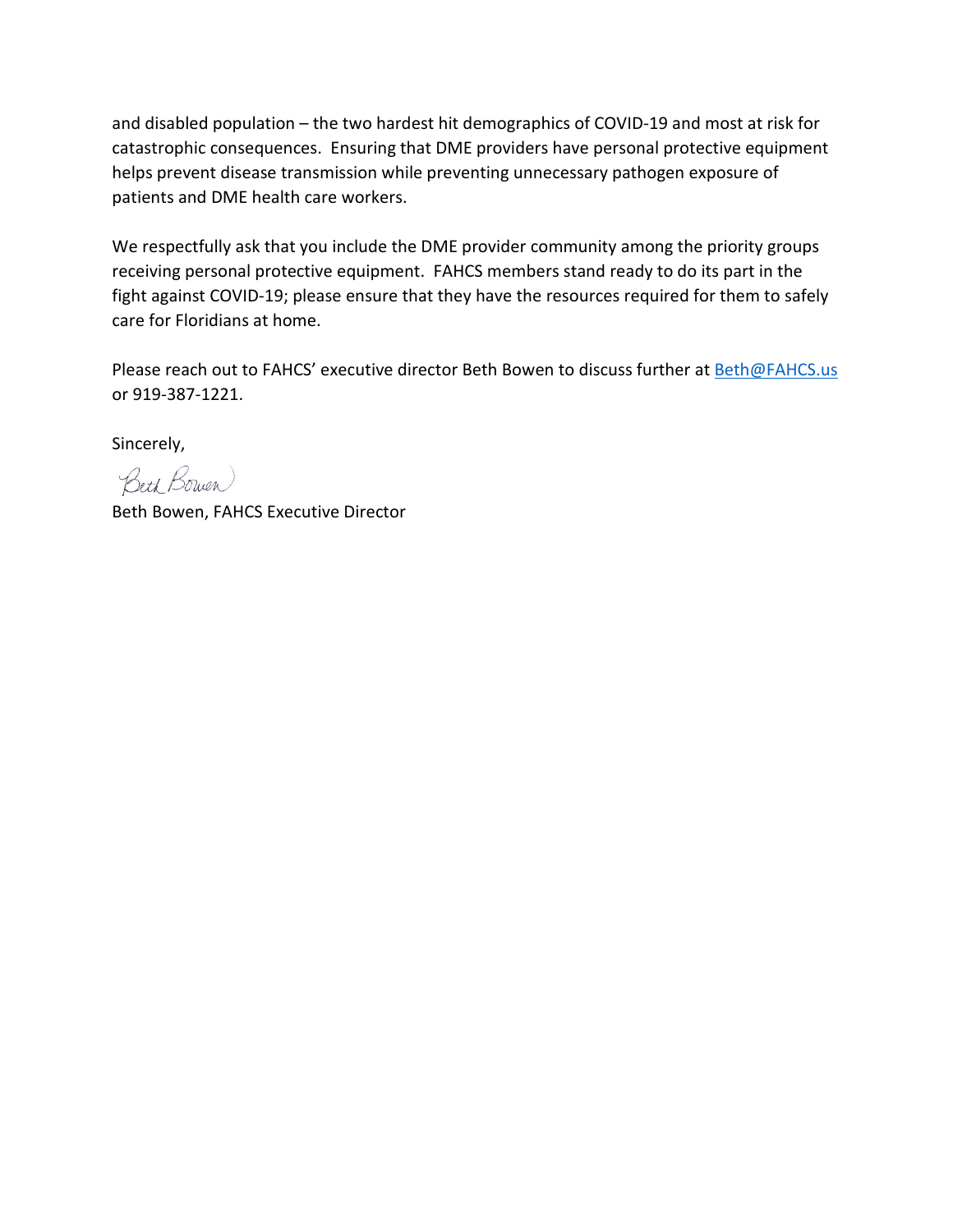and disabled population – the two hardest hit demographics of COVID-19 and most at risk for catastrophic consequences. Ensuring that DME providers have personal protective equipment helps prevent disease transmission while preventing unnecessary pathogen exposure of patients and DME health care workers.

We respectfully ask that you include the DME provider community among the priority groups receiving personal protective equipment. FAHCS members stand ready to do its part in the fight against COVID-19; please ensure that they have the resources required for them to safely care for Floridians at home.

Please reach out to FAHCS' executive director Beth Bowen to discuss further at Beth@FAHCS.us or 919-387-1221.

Sincerely,

Beth Bowen

Beth Bowen, FAHCS Executive Director